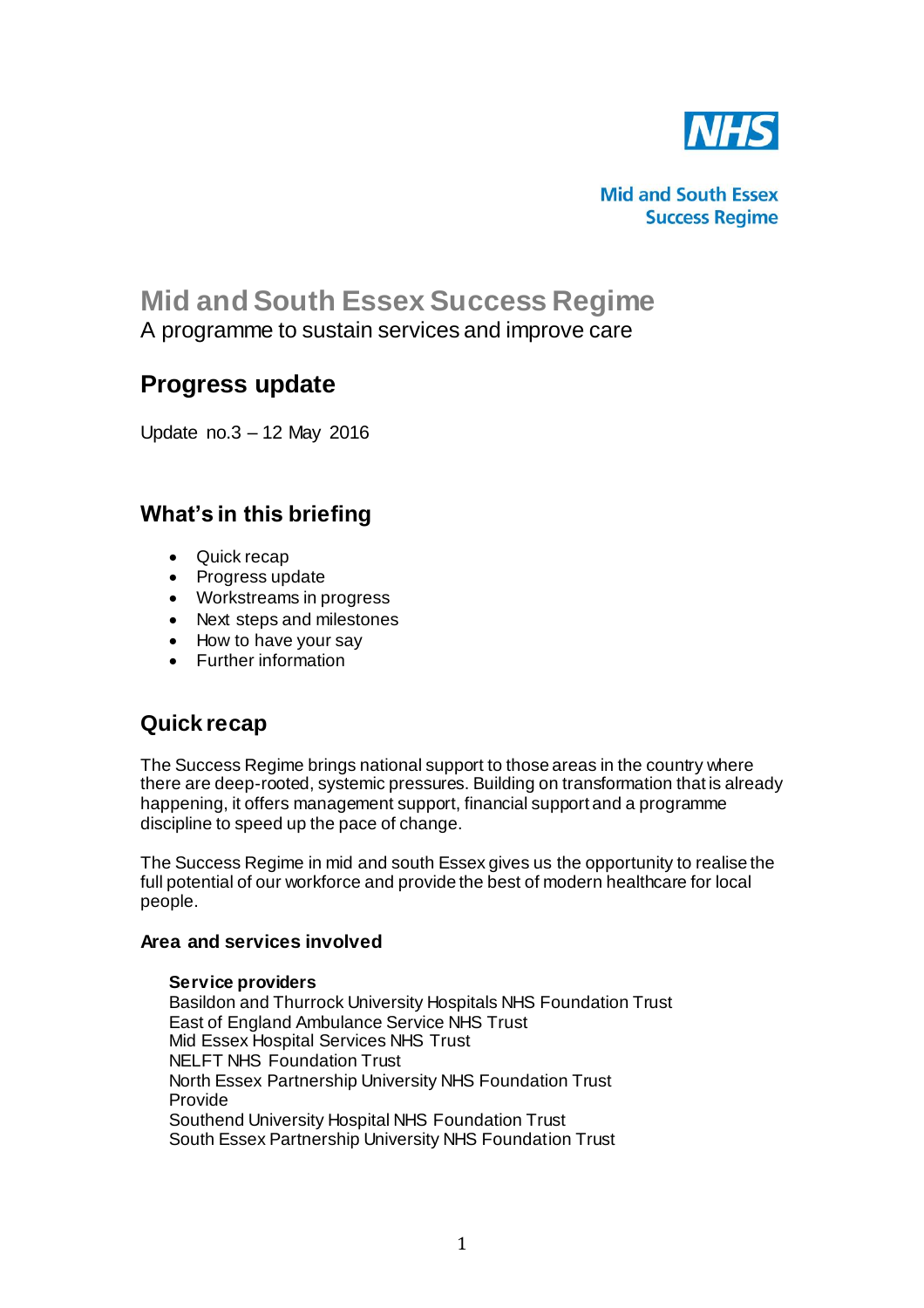Mid and South Essex Success Regime

# Mid and South Essex Success Regime

A programme to sustain services and improve care

## Progress update

Update no.3 – 12 May 2016

## What's in this briefing

- Quick recap
- Progress update
- Workstreams in progress
- Next steps and milestones
- How to have your say
- Further information

## Quick recap

The Success Regime brings national support to those areas in the country where there are deep-rooted, systemic pressures. Building on transformation that is already happening, it offers management support, financial support and a programme discipline to speed up the pace of change.

The Success Regime in mid and south Essex gives us the opportunity to realise the full potential of our workforce and provide the best of modern healthcare for local people.

### Area and services involved

**Service providers**
Basildon and Thurrock University Hospitals NHS Foundation Trust
East of England Ambulance Service NHS Trust
Mid Essex Hospital Services NHS Trust
NELFT NHS Foundation Trust
North Essex Partnership University NHS Foundation Trust
Provide
Southend University Hospital NHS Foundation Trust
South Essex Partnership University NHS Foundation Trust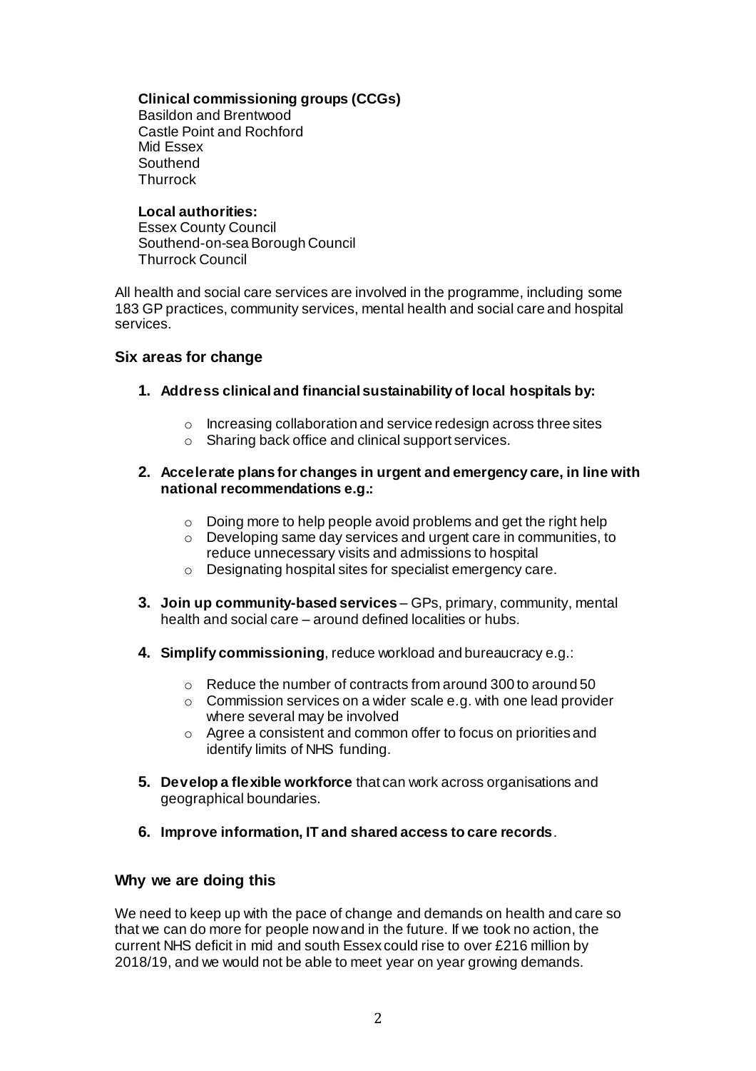**Clinical commissioning groups (CCGs)**
Basildon and Brentwood
Castle Point and Rochford
Mid Essex
Southend
Thurrock

**Local authorities:**
Essex County Council
Southend-on-sea Borough Council
Thurrock Council

All health and social care services are involved in the programme, including some 183 GP practices, community services, mental health and social care and hospital services.

### Six areas for change

1. **Address clinical and financial sustainability of local hospitals by:**
   - Increasing collaboration and service redesign across three sites
   - Sharing back office and clinical support services.

2. **Accelerate plans for changes in urgent and emergency care, in line with national recommendations e.g.:**
   - Doing more to help people avoid problems and get the right help
   - Developing same day services and urgent care in communities, to reduce unnecessary visits and admissions to hospital
   - Designating hospital sites for specialist emergency care.

3. **Join up community-based services** – GPs, primary, community, mental health and social care – around defined localities or hubs.

4. **Simplify commissioning**, reduce workload and bureaucracy e.g.:
   - Reduce the number of contracts from around 300 to around 50
   - Commission services on a wider scale e.g. with one lead provider where several may be involved
   - Agree a consistent and common offer to focus on priorities and identify limits of NHS funding.

5. **Develop a flexible workforce** that can work across organisations and geographical boundaries.

6. **Improve information, IT and shared access to care records**.

### Why we are doing this

We need to keep up with the pace of change and demands on health and care so that we can do more for people now and in the future. If we took no action, the current NHS deficit in mid and south Essex could rise to over £216 million by 2018/19, and we would not be able to meet year on year growing demands.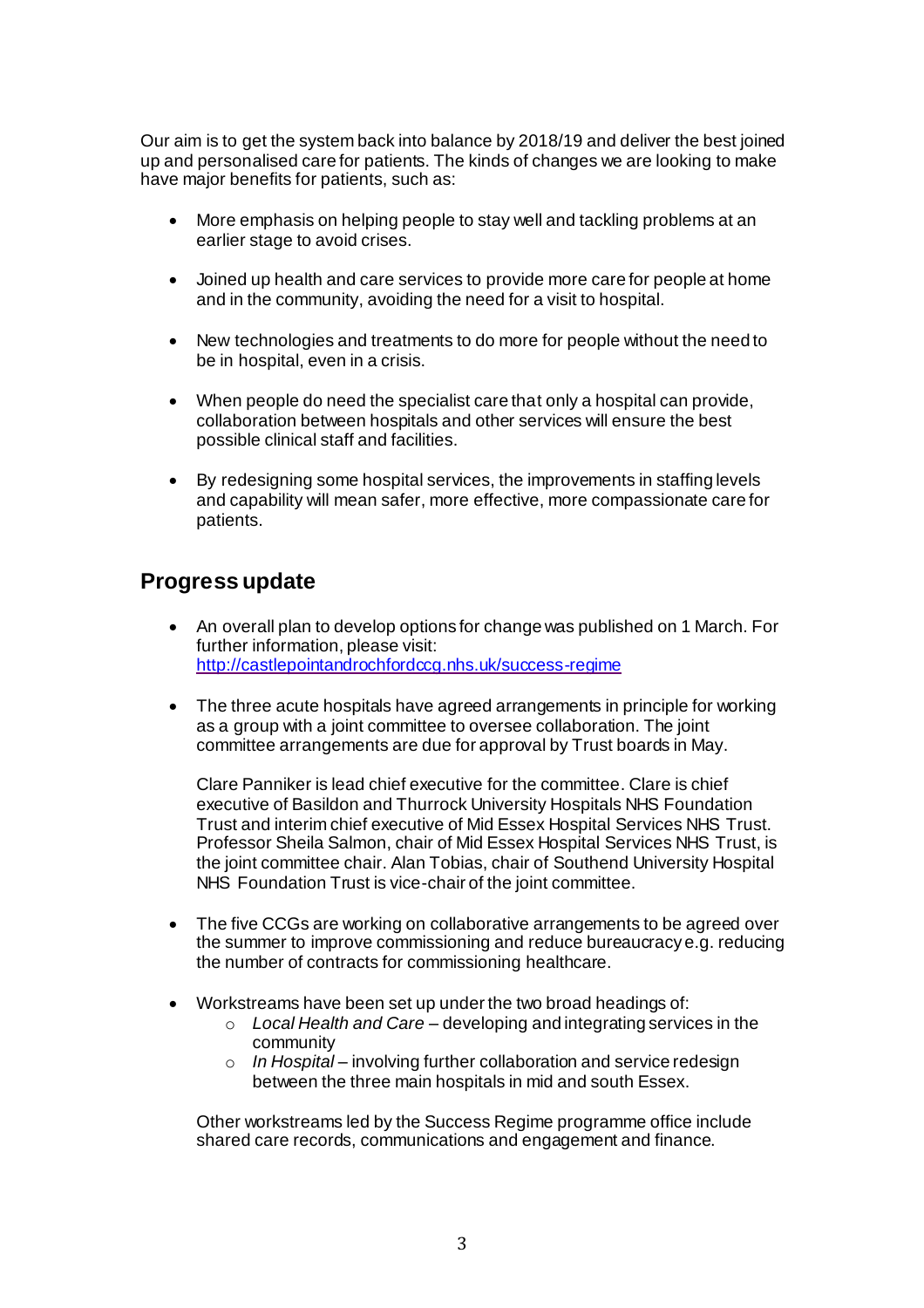Our aim is to get the system back into balance by 2018/19 and deliver the best joined up and personalised care for patients. The kinds of changes we are looking to make have major benefits for patients, such as:

- More emphasis on helping people to stay well and tackling problems at an earlier stage to avoid crises.
- Joined up health and care services to provide more care for people at home and in the community, avoiding the need for a visit to hospital.
- New technologies and treatments to do more for people without the need to be in hospital, even in a crisis.
- When people do need the specialist care that only a hospital can provide, collaboration between hospitals and other services will ensure the best possible clinical staff and facilities.
- By redesigning some hospital services, the improvements in staffing levels and capability will mean safer, more effective, more compassionate care for patients.

## Progress update

- An overall plan to develop options for change was published on 1 March. For further information, please visit: [http://castlepointandrochfordccg.nhs.uk/success-regime](http://castlepointandrochfordccg.nhs.uk/success-regime)
- The three acute hospitals have agreed arrangements in principle for working as a group with a joint committee to oversee collaboration. The joint committee arrangements are due for approval by Trust boards in May.

  Clare Panniker is lead chief executive for the committee. Clare is chief executive of Basildon and Thurrock University Hospitals NHS Foundation Trust and interim chief executive of Mid Essex Hospital Services NHS Trust. Professor Sheila Salmon, chair of Mid Essex Hospital Services NHS Trust, is the joint committee chair. Alan Tobias, chair of Southend University Hospital NHS Foundation Trust is vice-chair of the joint committee.

- The five CCGs are working on collaborative arrangements to be agreed over the summer to improve commissioning and reduce bureaucracy e.g. reducing the number of contracts for commissioning healthcare.
- Workstreams have been set up under the two broad headings of:
  - *Local Health and Care* – developing and integrating services in the community
  - *In Hospital* – involving further collaboration and service redesign between the three main hospitals in mid and south Essex.

  Other workstreams led by the Success Regime programme office include shared care records, communications and engagement and finance.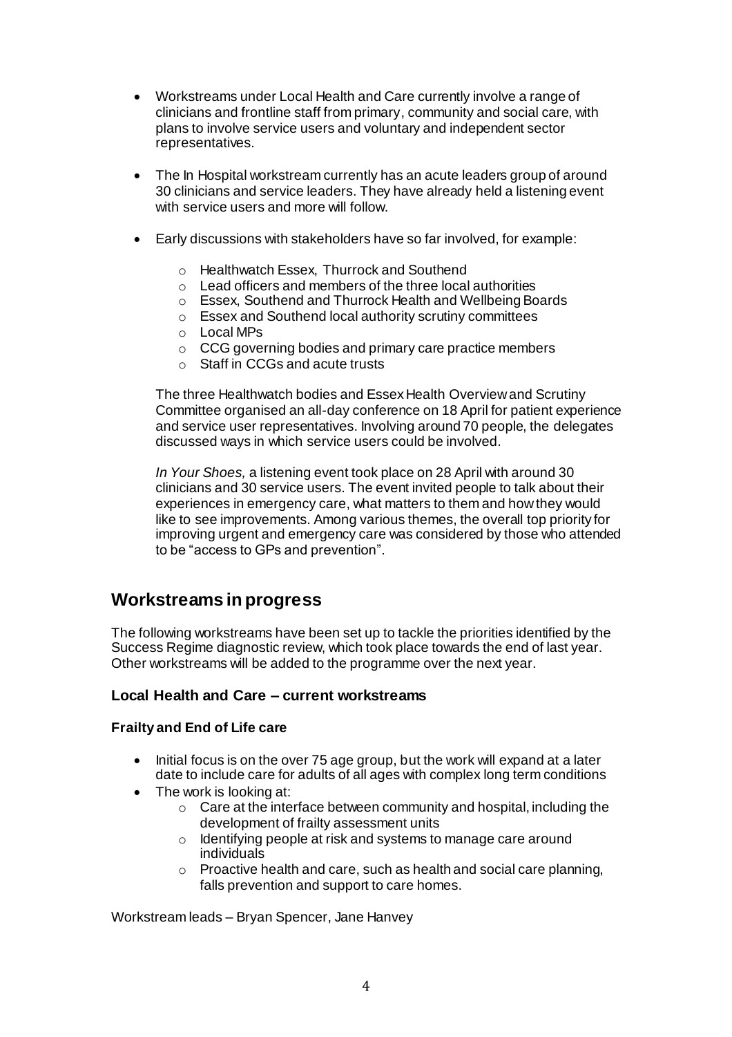- Workstreams under Local Health and Care currently involve a range of clinicians and frontline staff from primary, community and social care, with plans to involve service users and voluntary and independent sector representatives.

- The In Hospital workstream currently has an acute leaders group of around 30 clinicians and service leaders. They have already held a listening event with service users and more will follow.

- Early discussions with stakeholders have so far involved, for example:

    - Healthwatch Essex, Thurrock and Southend
    - Lead officers and members of the three local authorities
    - Essex, Southend and Thurrock Health and Wellbeing Boards
    - Essex and Southend local authority scrutiny committees
    - Local MPs
    - CCG governing bodies and primary care practice members
    - Staff in CCGs and acute trusts

  The three Healthwatch bodies and Essex Health Overview and Scrutiny Committee organised an all-day conference on 18 April for patient experience and service user representatives. Involving around 70 people, the delegates discussed ways in which service users could be involved.

  *In Your Shoes,* a listening event took place on 28 April with around 30 clinicians and 30 service users. The event invited people to talk about their experiences in emergency care, what matters to them and how they would like to see improvements. Among various themes, the overall top priority for improving urgent and emergency care was considered by those who attended to be "access to GPs and prevention".

## Workstreams in progress

The following workstreams have been set up to tackle the priorities identified by the Success Regime diagnostic review, which took place towards the end of last year. Other workstreams will be added to the programme over the next year.

### Local Health and Care – current workstreams

#### Frailty and End of Life care

- Initial focus is on the over 75 age group, but the work will expand at a later date to include care for adults of all ages with complex long term conditions
- The work is looking at:
    - Care at the interface between community and hospital, including the development of frailty assessment units
    - Identifying people at risk and systems to manage care around individuals
    - Proactive health and care, such as health and social care planning, falls prevention and support to care homes.

Workstream leads – Bryan Spencer, Jane Hanvey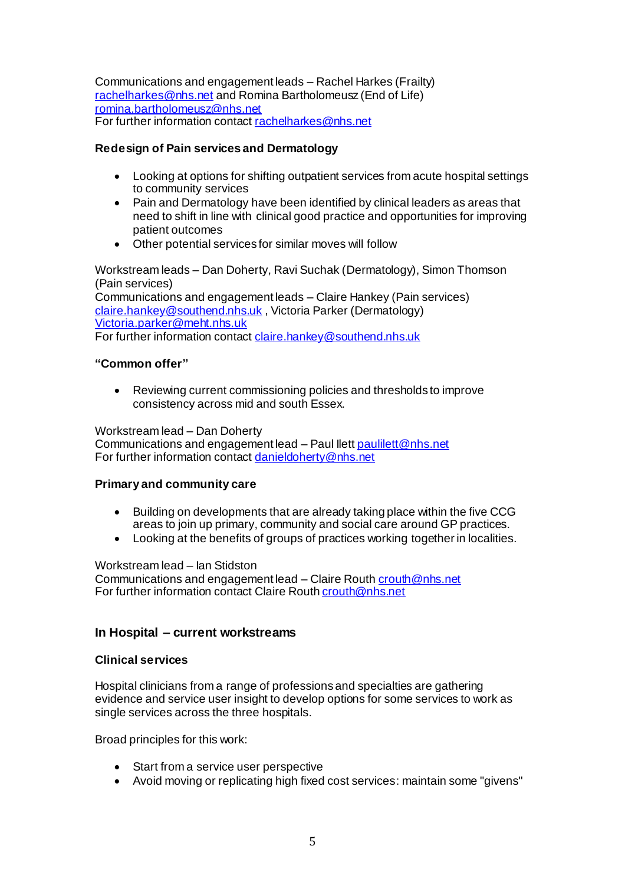Communications and engagement leads – Rachel Harkes (Frailty) rachelharkes@nhs.net and Romina Bartholomeusz (End of Life) romina.bartholomeusz@nhs.net
For further information contact rachelharkes@nhs.net

**Redesign of Pain services and Dermatology**

- Looking at options for shifting outpatient services from acute hospital settings to community services
- Pain and Dermatology have been identified by clinical leaders as areas that need to shift in line with clinical good practice and opportunities for improving patient outcomes
- Other potential services for similar moves will follow

Workstream leads – Dan Doherty, Ravi Suchak (Dermatology), Simon Thomson (Pain services)
Communications and engagement leads – Claire Hankey (Pain services) claire.hankey@southend.nhs.uk , Victoria Parker (Dermatology) Victoria.parker@meht.nhs.uk
For further information contact claire.hankey@southend.nhs.uk

**"Common offer"**

- Reviewing current commissioning policies and thresholds to improve consistency across mid and south Essex.

Workstream lead – Dan Doherty
Communications and engagement lead – Paul Ilett paulilett@nhs.net
For further information contact danieldoherty@nhs.net

**Primary and community care**

- Building on developments that are already taking place within the five CCG areas to join up primary, community and social care around GP practices.
- Looking at the benefits of groups of practices working together in localities.

Workstream lead – Ian Stidston
Communications and engagement lead – Claire Routh crouth@nhs.net
For further information contact Claire Routh crouth@nhs.net

## In Hospital – current workstreams

**Clinical services**

Hospital clinicians from a range of professions and specialties are gathering evidence and service user insight to develop options for some services to work as single services across the three hospitals.

Broad principles for this work:

- Start from a service user perspective
- Avoid moving or replicating high fixed cost services: maintain some "givens"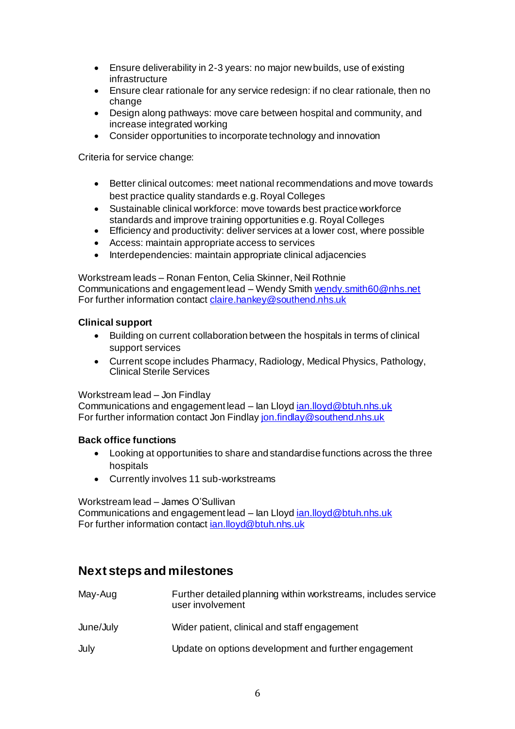- Ensure deliverability in 2-3 years: no major new builds, use of existing infrastructure
- Ensure clear rationale for any service redesign: if no clear rationale, then no change
- Design along pathways: move care between hospital and community, and increase integrated working
- Consider opportunities to incorporate technology and innovation

Criteria for service change:

- Better clinical outcomes: meet national recommendations and move towards best practice quality standards e.g. Royal Colleges
- Sustainable clinical workforce: move towards best practice workforce standards and improve training opportunities e.g. Royal Colleges
- Efficiency and productivity: deliver services at a lower cost, where possible
- Access: maintain appropriate access to services
- Interdependencies: maintain appropriate clinical adjacencies

Workstream leads – Ronan Fenton, Celia Skinner, Neil Rothnie
Communications and engagement lead – Wendy Smith wendy.smith60@nhs.net
For further information contact claire.hankey@southend.nhs.uk

**Clinical support**

- Building on current collaboration between the hospitals in terms of clinical support services
- Current scope includes Pharmacy, Radiology, Medical Physics, Pathology, Clinical Sterile Services

Workstream lead – Jon Findlay
Communications and engagement lead – Ian Lloyd ian.lloyd@btuh.nhs.uk
For further information contact Jon Findlay jon.findlay@southend.nhs.uk

**Back office functions**

- Looking at opportunities to share and standardise functions across the three hospitals
- Currently involves 11 sub-workstreams

Workstream lead – James O'Sullivan
Communications and engagement lead – Ian Lloyd ian.lloyd@btuh.nhs.uk
For further information contact ian.lloyd@btuh.nhs.uk

## Next steps and milestones

| | |
|---|---|
| May-Aug | Further detailed planning within workstreams, includes service user involvement |
| June/July | Wider patient, clinical and staff engagement |
| July | Update on options development and further engagement |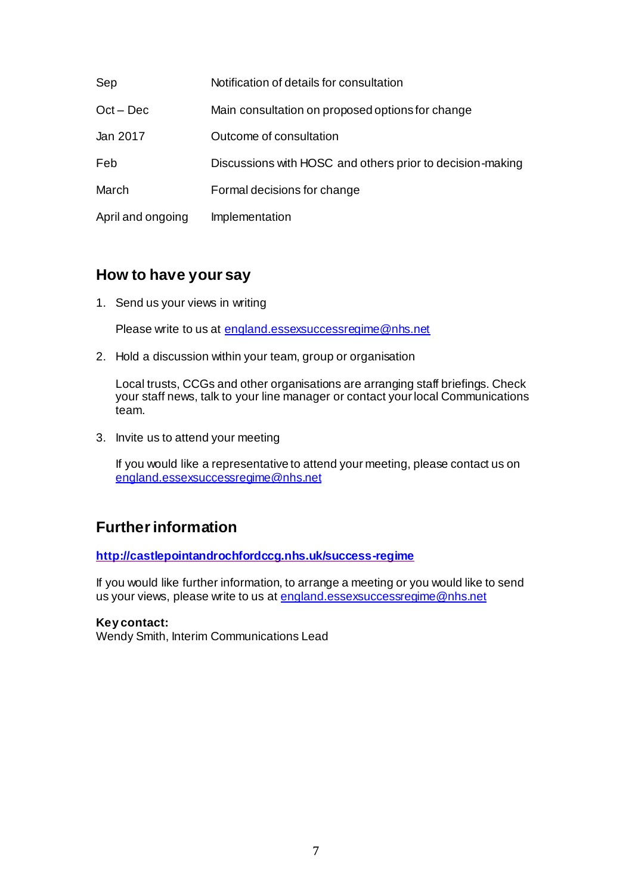| | |
|---|---|
| Sep | Notification of details for consultation |
| Oct – Dec | Main consultation on proposed options for change |
| Jan 2017 | Outcome of consultation |
| Feb | Discussions with HOSC and others prior to decision-making |
| March | Formal decisions for change |
| April and ongoing | Implementation |

## How to have your say

1. Send us your views in writing

   Please write to us at england.essexsuccessregime@nhs.net

2. Hold a discussion within your team, group or organisation

   Local trusts, CCGs and other organisations are arranging staff briefings. Check your staff news, talk to your line manager or contact your local Communications team.

3. Invite us to attend your meeting

   If you would like a representative to attend your meeting, please contact us on england.essexsuccessregime@nhs.net

## Further information

**http://castlepointandrochfordccg.nhs.uk/success-regime**

If you would like further information, to arrange a meeting or you would like to send us your views, please write to us at england.essexsuccessregime@nhs.net

**Key contact:**
Wendy Smith, Interim Communications Lead